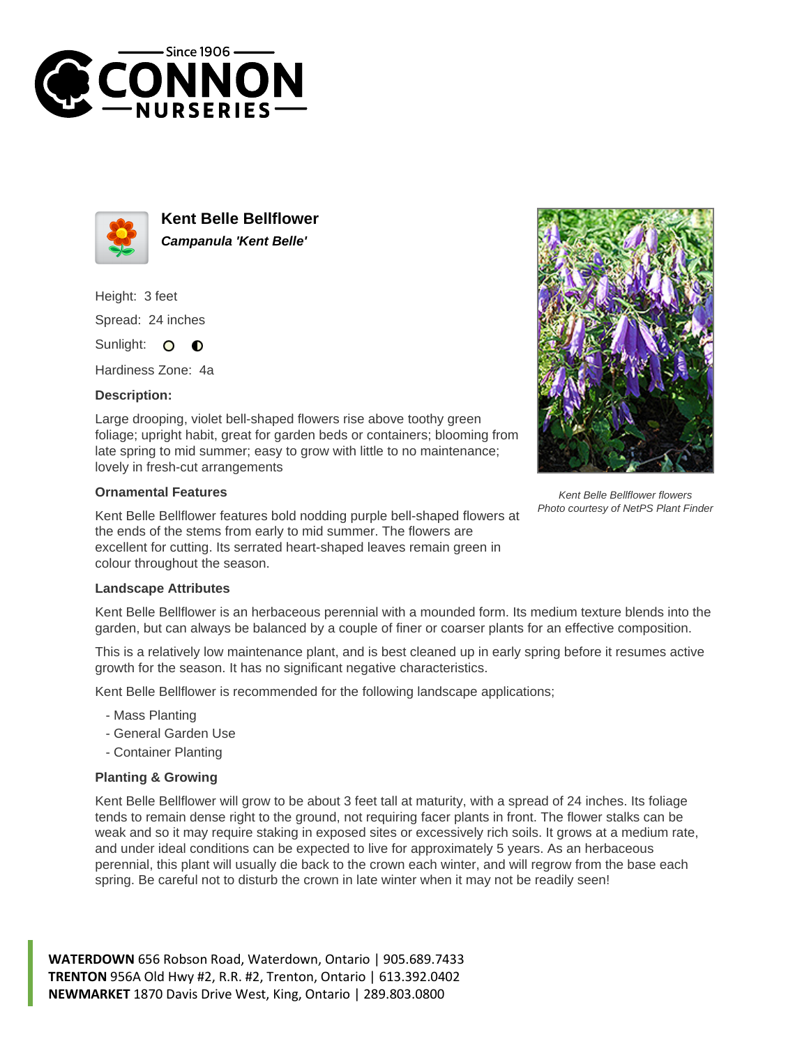Since 1906 CONNON NURSERIES

## Kent Belle Bellflower

***Campanula 'Kent Belle'***

Height: 3 feet

Spread: 24 inches

Sunlight:

Hardiness Zone: 4a

### Description:

Large drooping, violet bell-shaped flowers rise above toothy green foliage; upright habit, great for garden beds or containers; blooming from late spring to mid summer; easy to grow with little to no maintenance; lovely in fresh-cut arrangements

*Kent Belle Bellflower flowers*
*Photo courtesy of NetPS Plant Finder*

### Ornamental Features

Kent Belle Bellflower features bold nodding purple bell-shaped flowers at the ends of the stems from early to mid summer. The flowers are excellent for cutting. Its serrated heart-shaped leaves remain green in colour throughout the season.

### Landscape Attributes

Kent Belle Bellflower is an herbaceous perennial with a mounded form. Its medium texture blends into the garden, but can always be balanced by a couple of finer or coarser plants for an effective composition.

This is a relatively low maintenance plant, and is best cleaned up in early spring before it resumes active growth for the season. It has no significant negative characteristics.

Kent Belle Bellflower is recommended for the following landscape applications;

- Mass Planting
- General Garden Use
- Container Planting

### Planting & Growing

Kent Belle Bellflower will grow to be about 3 feet tall at maturity, with a spread of 24 inches. Its foliage tends to remain dense right to the ground, not requiring facer plants in front. The flower stalks can be weak and so it may require staking in exposed sites or excessively rich soils. It grows at a medium rate, and under ideal conditions can be expected to live for approximately 5 years. As an herbaceous perennial, this plant will usually die back to the crown each winter, and will regrow from the base each spring. Be careful not to disturb the crown in late winter when it may not be readily seen!

**WATERDOWN** 656 Robson Road, Waterdown, Ontario | 905.689.7433
**TRENTON** 956A Old Hwy #2, R.R. #2, Trenton, Ontario | 613.392.0402
**NEWMARKET** 1870 Davis Drive West, King, Ontario | 289.803.0800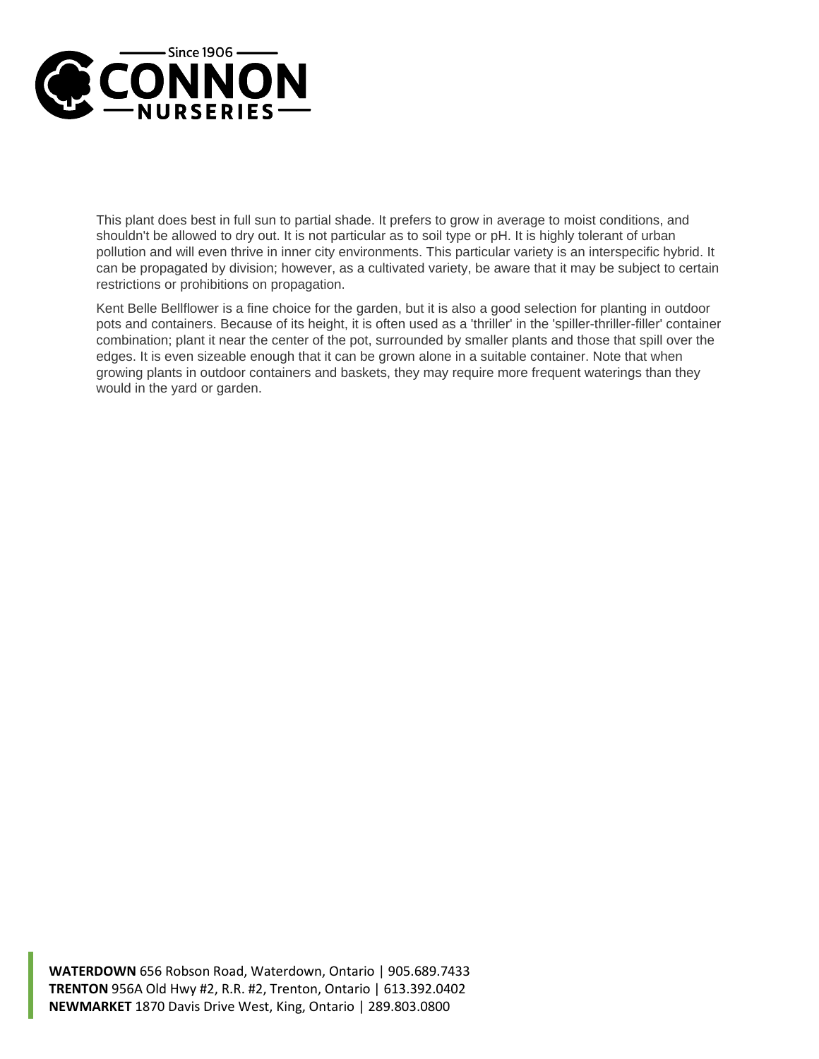This plant does best in full sun to partial shade. It prefers to grow in average to moist conditions, and shouldn't be allowed to dry out. It is not particular as to soil type or pH. It is highly tolerant of urban pollution and will even thrive in inner city environments. This particular variety is an interspecific hybrid. It can be propagated by division; however, as a cultivated variety, be aware that it may be subject to certain restrictions or prohibitions on propagation.

Kent Belle Bellflower is a fine choice for the garden, but it is also a good selection for planting in outdoor pots and containers. Because of its height, it is often used as a 'thriller' in the 'spiller-thriller-filler' container combination; plant it near the center of the pot, surrounded by smaller plants and those that spill over the edges. It is even sizeable enough that it can be grown alone in a suitable container. Note that when growing plants in outdoor containers and baskets, they may require more frequent waterings than they would in the yard or garden.